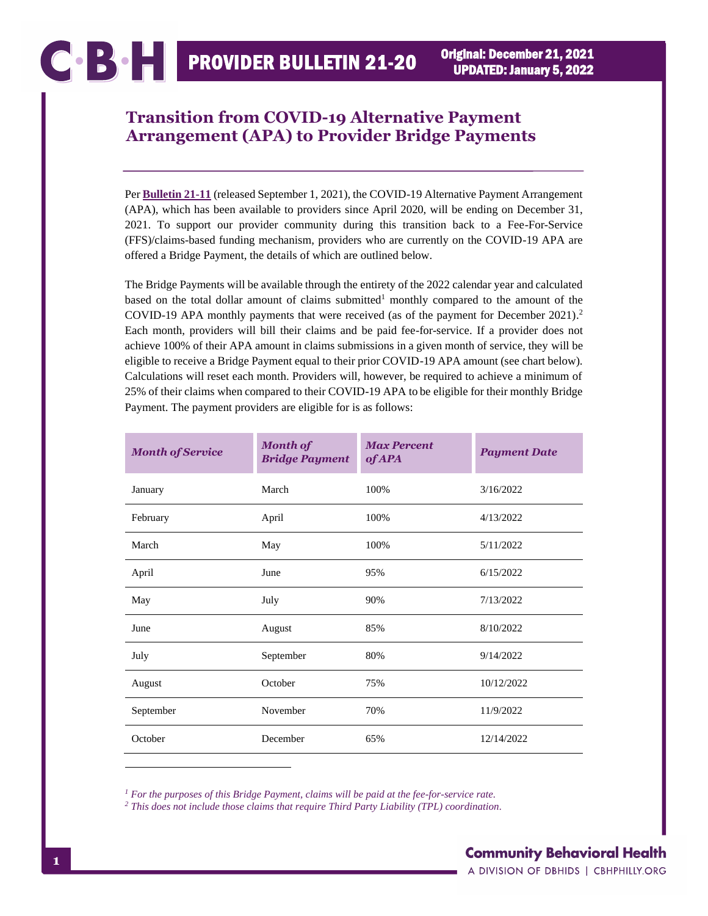# PROVIDER BULLETIN 21-20

Original: December 21, 2021
UPDATED: January 5, 2022

## Transition from COVID-19 Alternative Payment Arrangement (APA) to Provider Bridge Payments

Per **Bulletin 21-11** (released September 1, 2021), the COVID-19 Alternative Payment Arrangement (APA), which has been available to providers since April 2020, will be ending on December 31, 2021. To support our provider community during this transition back to a Fee-For-Service (FFS)/claims-based funding mechanism, providers who are currently on the COVID-19 APA are offered a Bridge Payment, the details of which are outlined below.

The Bridge Payments will be available through the entirety of the 2022 calendar year and calculated based on the total dollar amount of claims submitted[1] monthly compared to the amount of the COVID-19 APA monthly payments that were received (as of the payment for December 2021).[2] Each month, providers will bill their claims and be paid fee-for-service. If a provider does not achieve 100% of their APA amount in claims submissions in a given month of service, they will be eligible to receive a Bridge Payment equal to their prior COVID-19 APA amount (see chart below). Calculations will reset each month. Providers will, however, be required to achieve a minimum of 25% of their claims when compared to their COVID-19 APA to be eligible for their monthly Bridge Payment. The payment providers are eligible for is as follows:

| *Month of Service* | *Month of Bridge Payment* | *Max Percent of APA* | *Payment Date* |
|---|---|---|---|
| January | March | 100% | 3/16/2022 |
| February | April | 100% | 4/13/2022 |
| March | May | 100% | 5/11/2022 |
| April | June | 95% | 6/15/2022 |
| May | July | 90% | 7/13/2022 |
| June | August | 85% | 8/10/2022 |
| July | September | 80% | 9/14/2022 |
| August | October | 75% | 10/12/2022 |
| September | November | 70% | 11/9/2022 |
| October | December | 65% | 12/14/2022 |

*[1] For the purposes of this Bridge Payment, claims will be paid at the fee-for-service rate.*

*[2] This does not include those claims that require Third Party Liability (TPL) coordination.*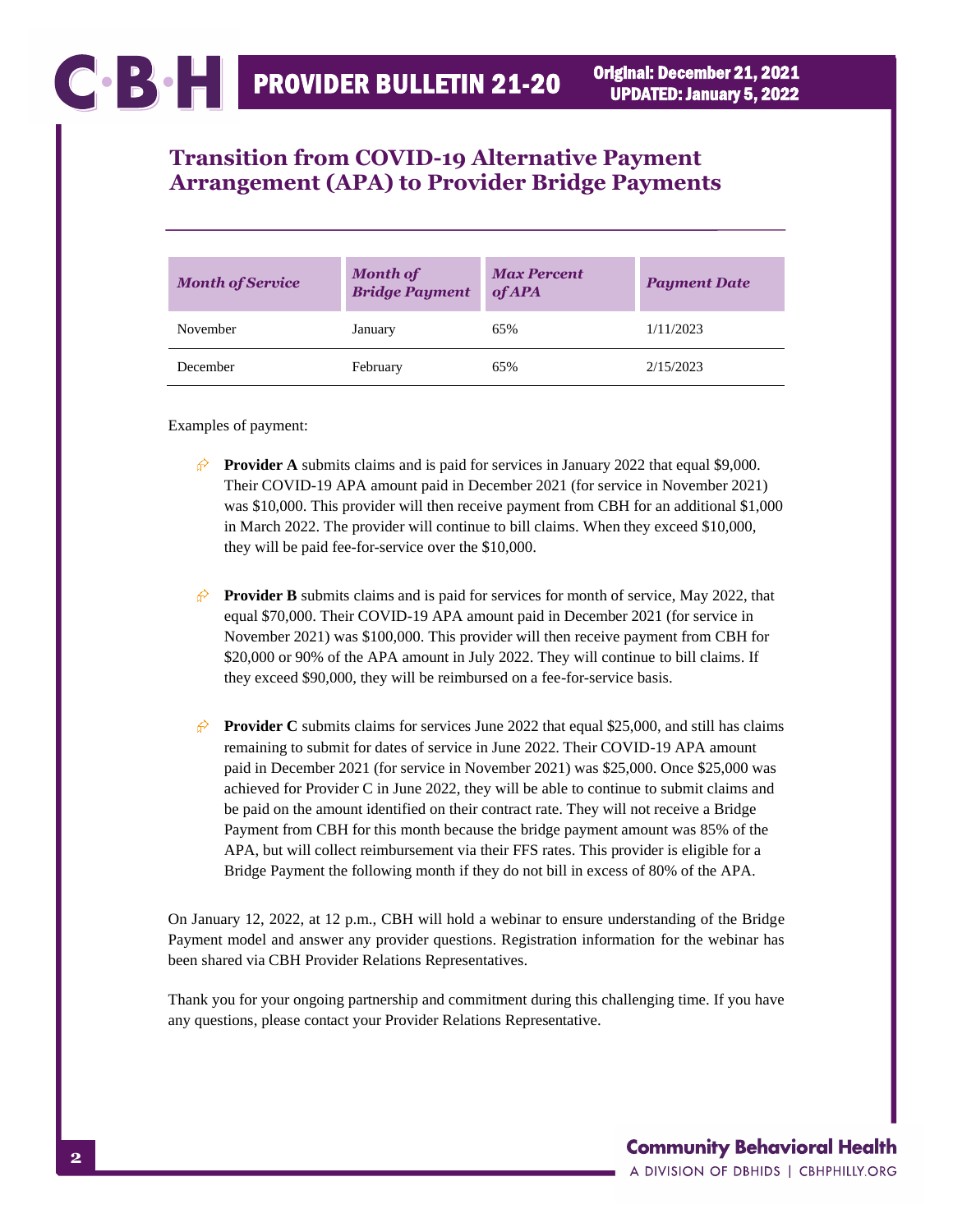## Transition from COVID-19 Alternative Payment Arrangement (APA) to Provider Bridge Payments

| *Month of Service* | *Month of Bridge Payment* | *Max Percent of APA* | *Payment Date* |
|---|---|---|---|
| November | January | 65% | 1/11/2023 |
| December | February | 65% | 2/15/2023 |

Examples of payment:

- **Provider A** submits claims and is paid for services in January 2022 that equal $9,000. Their COVID-19 APA amount paid in December 2021 (for service in November 2021) was $10,000. This provider will then receive payment from CBH for an additional $1,000 in March 2022. The provider will continue to bill claims. When they exceed $10,000, they will be paid fee-for-service over the $10,000.

- **Provider B** submits claims and is paid for services for month of service, May 2022, that equal $70,000. Their COVID-19 APA amount paid in December 2021 (for service in November 2021) was $100,000. This provider will then receive payment from CBH for $20,000 or 90% of the APA amount in July 2022. They will continue to bill claims. If they exceed $90,000, they will be reimbursed on a fee-for-service basis.

- **Provider C** submits claims for services June 2022 that equal $25,000, and still has claims remaining to submit for dates of service in June 2022. Their COVID-19 APA amount paid in December 2021 (for service in November 2021) was $25,000. Once $25,000 was achieved for Provider C in June 2022, they will be able to continue to submit claims and be paid on the amount identified on their contract rate. They will not receive a Bridge Payment from CBH for this month because the bridge payment amount was 85% of the APA, but will collect reimbursement via their FFS rates. This provider is eligible for a Bridge Payment the following month if they do not bill in excess of 80% of the APA.

On January 12, 2022, at 12 p.m., CBH will hold a webinar to ensure understanding of the Bridge Payment model and answer any provider questions. Registration information for the webinar has been shared via CBH Provider Relations Representatives.

Thank you for your ongoing partnership and commitment during this challenging time. If you have any questions, please contact your Provider Relations Representative.